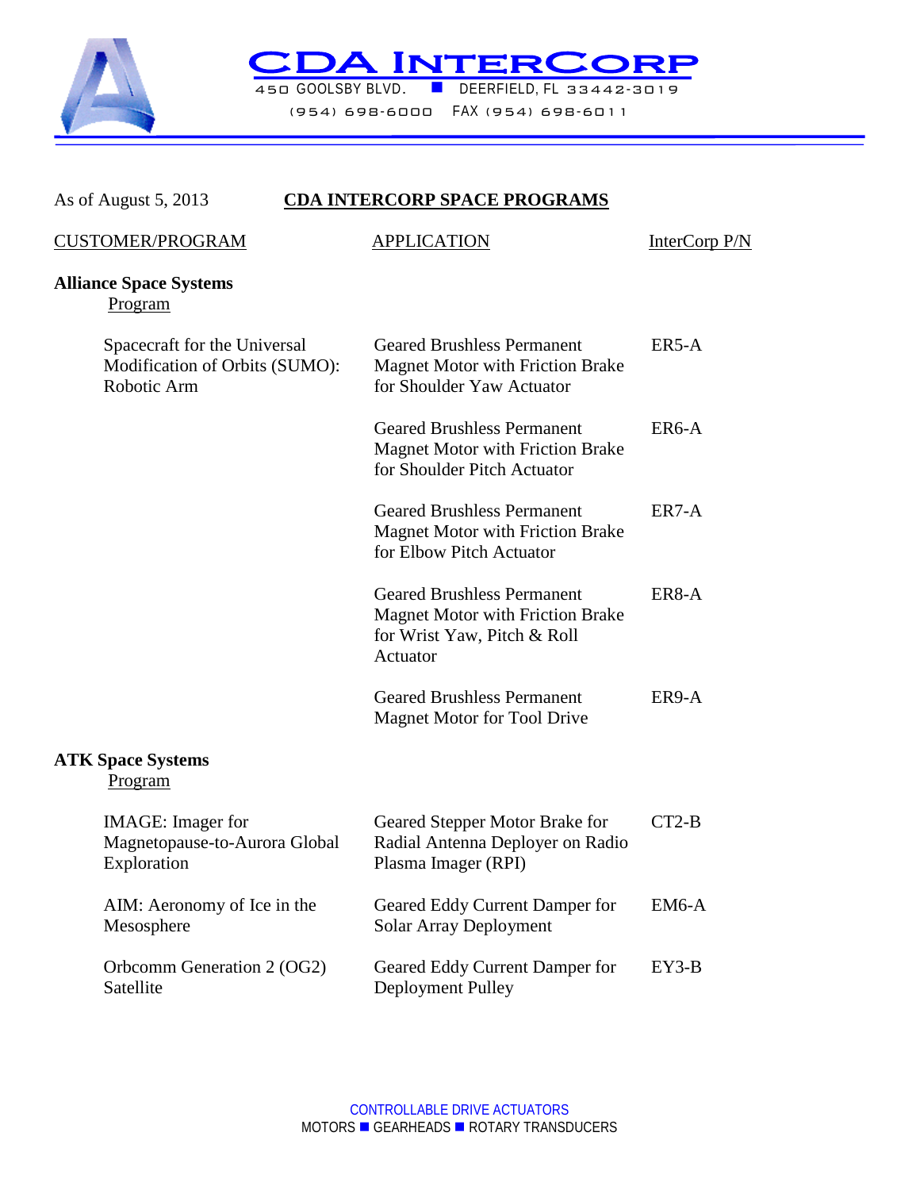# CDA INTERCORP

450 GOOLSBY BLVD. ■ DEERFIELD, FL 33442-3019

(954) 698-6000 FAX (954) 698-6011

As of August 5, 2013

## CDA INTERCORP SPACE PROGRAMS

| CUSTOMER/PROGRAM | APPLICATION | InterCorp P/N |
|---|---|---|
| **Alliance Space Systems** | | |
| Program | | |
| Spacecraft for the Universal Modification of Orbits (SUMO): Robotic Arm | Geared Brushless Permanent Magnet Motor with Friction Brake for Shoulder Yaw Actuator | ER5-A |
| | Geared Brushless Permanent Magnet Motor with Friction Brake for Shoulder Pitch Actuator | ER6-A |
| | Geared Brushless Permanent Magnet Motor with Friction Brake for Elbow Pitch Actuator | ER7-A |
| | Geared Brushless Permanent Magnet Motor with Friction Brake for Wrist Yaw, Pitch & Roll Actuator | ER8-A |
| | Geared Brushless Permanent Magnet Motor for Tool Drive | ER9-A |
| **ATK Space Systems** | | |
| Program | | |
| IMAGE: Imager for Magnetopause-to-Aurora Global Exploration | Geared Stepper Motor Brake for Radial Antenna Deployer on Radio Plasma Imager (RPI) | CT2-B |
| AIM: Aeronomy of Ice in the Mesosphere | Geared Eddy Current Damper for Solar Array Deployment | EM6-A |
| Orbcomm Generation 2 (OG2) Satellite | Geared Eddy Current Damper for Deployment Pulley | EY3-B |

CONTROLLABLE DRIVE ACTUATORS
MOTORS ■ GEARHEADS ■ ROTARY TRANSDUCERS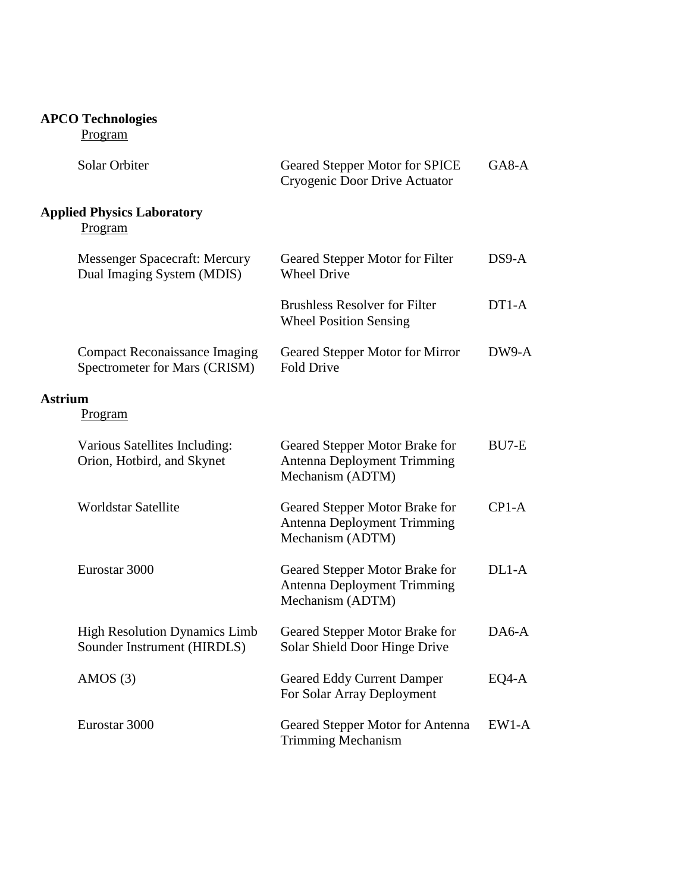**APCO Technologies**

Program

| | | |
|---|---|---|
| Solar Orbiter | Geared Stepper Motor for SPICE Cryogenic Door Drive Actuator | GA8-A |

**Applied Physics Laboratory**

Program

| | | |
|---|---|---|
| Messenger Spacecraft: Mercury Dual Imaging System (MDIS) | Geared Stepper Motor for Filter Wheel Drive | DS9-A |
| | Brushless Resolver for Filter Wheel Position Sensing | DT1-A |
| Compact Reconaissance Imaging Spectrometer for Mars (CRISM) | Geared Stepper Motor for Mirror Fold Drive | DW9-A |

**Astrium**

Program

| | | |
|---|---|---|
| Various Satellites Including: Orion, Hotbird, and Skynet | Geared Stepper Motor Brake for Antenna Deployment Trimming Mechanism (ADTM) | BU7-E |
| Worldstar Satellite | Geared Stepper Motor Brake for Antenna Deployment Trimming Mechanism (ADTM) | CP1-A |
| Eurostar 3000 | Geared Stepper Motor Brake for Antenna Deployment Trimming Mechanism (ADTM) | DL1-A |
| High Resolution Dynamics Limb Sounder Instrument (HIRDLS) | Geared Stepper Motor Brake for Solar Shield Door Hinge Drive | DA6-A |
| AMOS (3) | Geared Eddy Current Damper For Solar Array Deployment | EQ4-A |
| Eurostar 3000 | Geared Stepper Motor for Antenna Trimming Mechanism | EW1-A |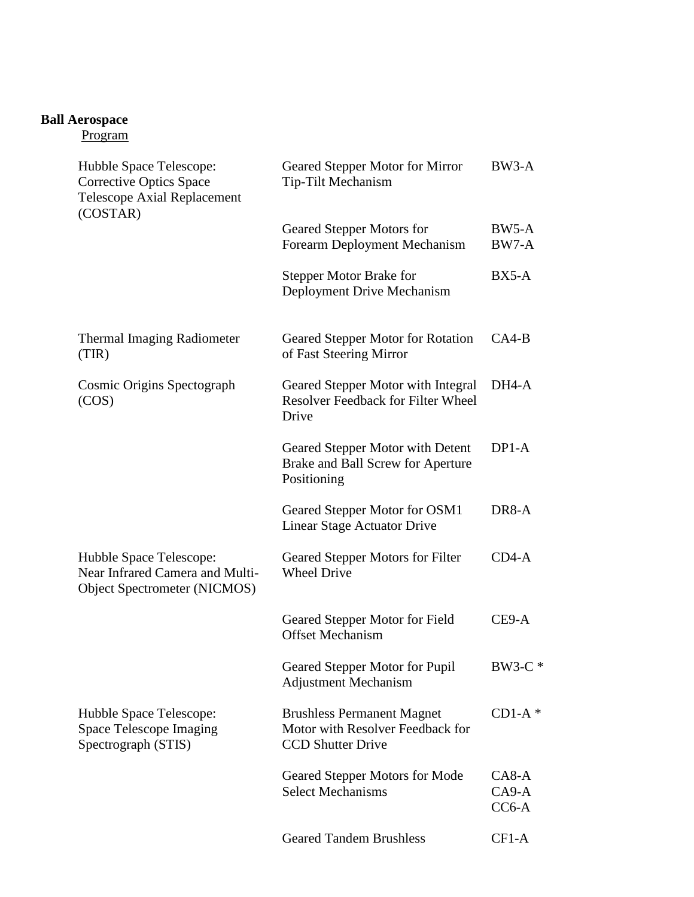**Ball Aerospace**

Program

| Program | Description | Model |
|---|---|---|
| Hubble Space Telescope: Corrective Optics Space Telescope Axial Replacement (COSTAR) | Geared Stepper Motor for Mirror Tip-Tilt Mechanism | BW3-A |
| | Geared Stepper Motors for Forearm Deployment Mechanism | BW5-A<br>BW7-A |
| | Stepper Motor Brake for Deployment Drive Mechanism | BX5-A |
| Thermal Imaging Radiometer (TIR) | Geared Stepper Motor for Rotation of Fast Steering Mirror | CA4-B |
| Cosmic Origins Spectograph (COS) | Geared Stepper Motor with Integral Resolver Feedback for Filter Wheel Drive | DH4-A |
| | Geared Stepper Motor with Detent Brake and Ball Screw for Aperture Positioning | DP1-A |
| | Geared Stepper Motor for OSM1 Linear Stage Actuator Drive | DR8-A |
| Hubble Space Telescope: Near Infrared Camera and Multi-Object Spectrometer (NICMOS) | Geared Stepper Motors for Filter Wheel Drive | CD4-A |
| | Geared Stepper Motor for Field Offset Mechanism | CE9-A |
| | Geared Stepper Motor for Pupil Adjustment Mechanism | BW3-C * |
| Hubble Space Telescope: Space Telescope Imaging Spectrograph (STIS) | Brushless Permanent Magnet Motor with Resolver Feedback for CCD Shutter Drive | CD1-A * |
| | Geared Stepper Motors for Mode Select Mechanisms | CA8-A<br>CA9-A<br>CC6-A |
| | Geared Tandem Brushless | CF1-A |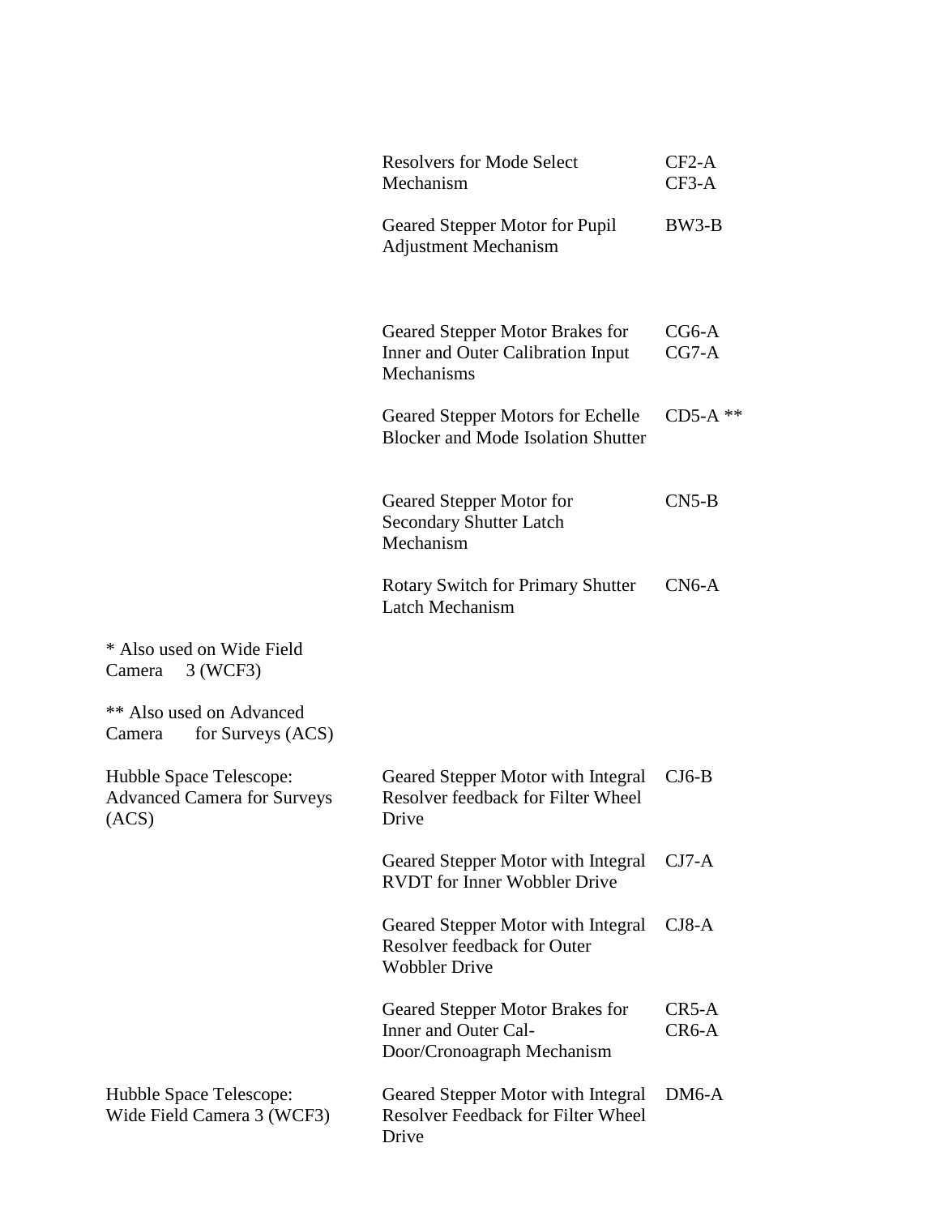| | | |
|---|---|---|
| | Resolvers for Mode Select Mechanism | CF2-A<br>CF3-A |
| | Geared Stepper Motor for Pupil Adjustment Mechanism | BW3-B |
| | Geared Stepper Motor Brakes for Inner and Outer Calibration Input Mechanisms | CG6-A<br>CG7-A |
| | Geared Stepper Motors for Echelle Blocker and Mode Isolation Shutter | CD5-A ** |
| | Geared Stepper Motor for Secondary Shutter Latch Mechanism | CN5-B |
| | Rotary Switch for Primary Shutter Latch Mechanism | CN6-A |
| * Also used on Wide Field Camera 3 (WCF3) | | |
| ** Also used on Advanced Camera for Surveys (ACS) | | |
| Hubble Space Telescope: Advanced Camera for Surveys (ACS) | Geared Stepper Motor with Integral Resolver feedback for Filter Wheel Drive | CJ6-B |
| | Geared Stepper Motor with Integral RVDT for Inner Wobbler Drive | CJ7-A |
| | Geared Stepper Motor with Integral Resolver feedback for Outer Wobbler Drive | CJ8-A |
| | Geared Stepper Motor Brakes for Inner and Outer Cal-Door/Cronoagraph Mechanism | CR5-A<br>CR6-A |
| Hubble Space Telescope: Wide Field Camera 3 (WCF3) | Geared Stepper Motor with Integral Resolver Feedback for Filter Wheel Drive | DM6-A |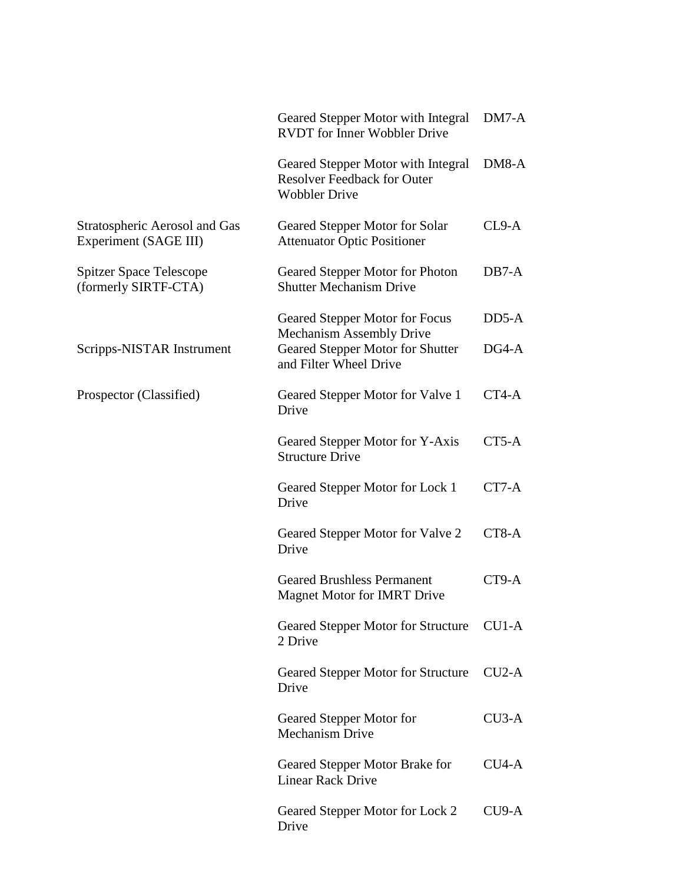| | | |
|---|---|---|
| | Geared Stepper Motor with Integral RVDT for Inner Wobbler Drive | DM7-A |
| | Geared Stepper Motor with Integral Resolver Feedback for Outer Wobbler Drive | DM8-A |
| Stratospheric Aerosol and Gas Experiment (SAGE III) | Geared Stepper Motor for Solar Attenuator Optic Positioner | CL9-A |
| Spitzer Space Telescope (formerly SIRTF-CTA) | Geared Stepper Motor for Photon Shutter Mechanism Drive | DB7-A |
| | Geared Stepper Motor for Focus Mechanism Assembly Drive | DD5-A |
| Scripps-NISTAR Instrument | Geared Stepper Motor for Shutter and Filter Wheel Drive | DG4-A |
| Prospector (Classified) | Geared Stepper Motor for Valve 1 Drive | CT4-A |
| | Geared Stepper Motor for Y-Axis Structure Drive | CT5-A |
| | Geared Stepper Motor for Lock 1 Drive | CT7-A |
| | Geared Stepper Motor for Valve 2 Drive | CT8-A |
| | Geared Brushless Permanent Magnet Motor for IMRT Drive | CT9-A |
| | Geared Stepper Motor for Structure 2 Drive | CU1-A |
| | Geared Stepper Motor for Structure Drive | CU2-A |
| | Geared Stepper Motor for Mechanism Drive | CU3-A |
| | Geared Stepper Motor Brake for Linear Rack Drive | CU4-A |
| | Geared Stepper Motor for Lock 2 Drive | CU9-A |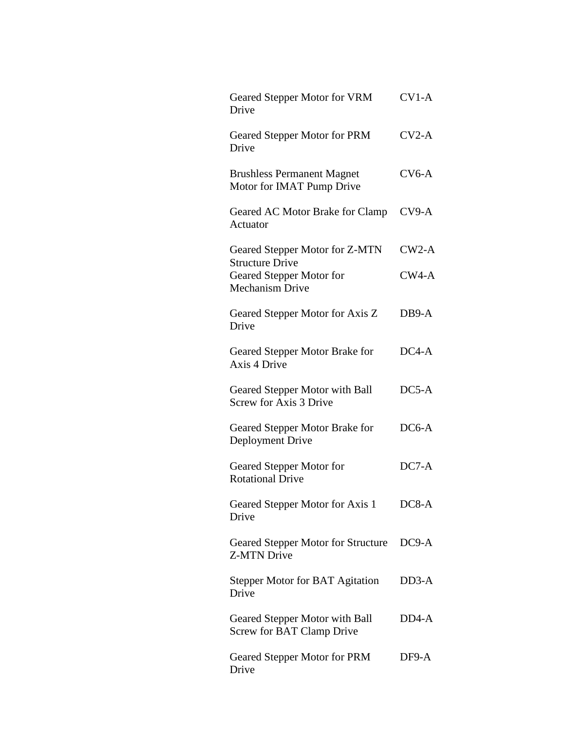| | |
|---|---|
| Geared Stepper Motor for VRM Drive | CV1-A |
| Geared Stepper Motor for PRM Drive | CV2-A |
| Brushless Permanent Magnet Motor for IMAT Pump Drive | CV6-A |
| Geared AC Motor Brake for Clamp Actuator | CV9-A |
| Geared Stepper Motor for Z-MTN Structure Drive | CW2-A |
| Geared Stepper Motor for Mechanism Drive | CW4-A |
| Geared Stepper Motor for Axis Z Drive | DB9-A |
| Geared Stepper Motor Brake for Axis 4 Drive | DC4-A |
| Geared Stepper Motor with Ball Screw for Axis 3 Drive | DC5-A |
| Geared Stepper Motor Brake for Deployment Drive | DC6-A |
| Geared Stepper Motor for Rotational Drive | DC7-A |
| Geared Stepper Motor for Axis 1 Drive | DC8-A |
| Geared Stepper Motor for Structure Z-MTN Drive | DC9-A |
| Stepper Motor for BAT Agitation Drive | DD3-A |
| Geared Stepper Motor with Ball Screw for BAT Clamp Drive | DD4-A |
| Geared Stepper Motor for PRM Drive | DF9-A |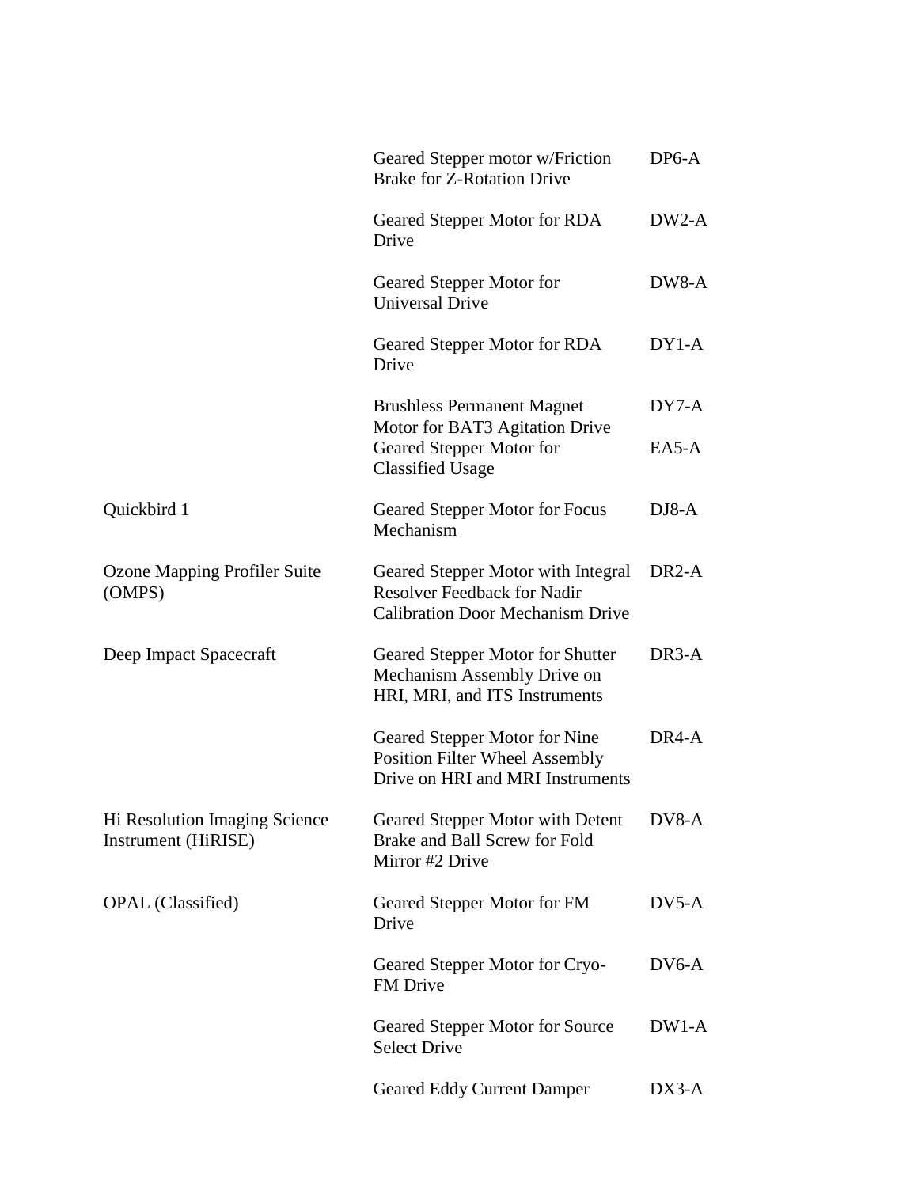| | | |
|---|---|---|
| | Geared Stepper motor w/Friction Brake for Z-Rotation Drive | DP6-A |
| | Geared Stepper Motor for RDA Drive | DW2-A |
| | Geared Stepper Motor for Universal Drive | DW8-A |
| | Geared Stepper Motor for RDA Drive | DY1-A |
| | Brushless Permanent Magnet Motor for BAT3 Agitation Drive | DY7-A |
| | Geared Stepper Motor for Classified Usage | EA5-A |
| Quickbird 1 | Geared Stepper Motor for Focus Mechanism | DJ8-A |
| Ozone Mapping Profiler Suite (OMPS) | Geared Stepper Motor with Integral Resolver Feedback for Nadir Calibration Door Mechanism Drive | DR2-A |
| Deep Impact Spacecraft | Geared Stepper Motor for Shutter Mechanism Assembly Drive on HRI, MRI, and ITS Instruments | DR3-A |
| | Geared Stepper Motor for Nine Position Filter Wheel Assembly Drive on HRI and MRI Instruments | DR4-A |
| Hi Resolution Imaging Science Instrument (HiRISE) | Geared Stepper Motor with Detent Brake and Ball Screw for Fold Mirror #2 Drive | DV8-A |
| OPAL (Classified) | Geared Stepper Motor for FM Drive | DV5-A |
| | Geared Stepper Motor for Cryo-FM Drive | DV6-A |
| | Geared Stepper Motor for Source Select Drive | DW1-A |
| | Geared Eddy Current Damper | DX3-A |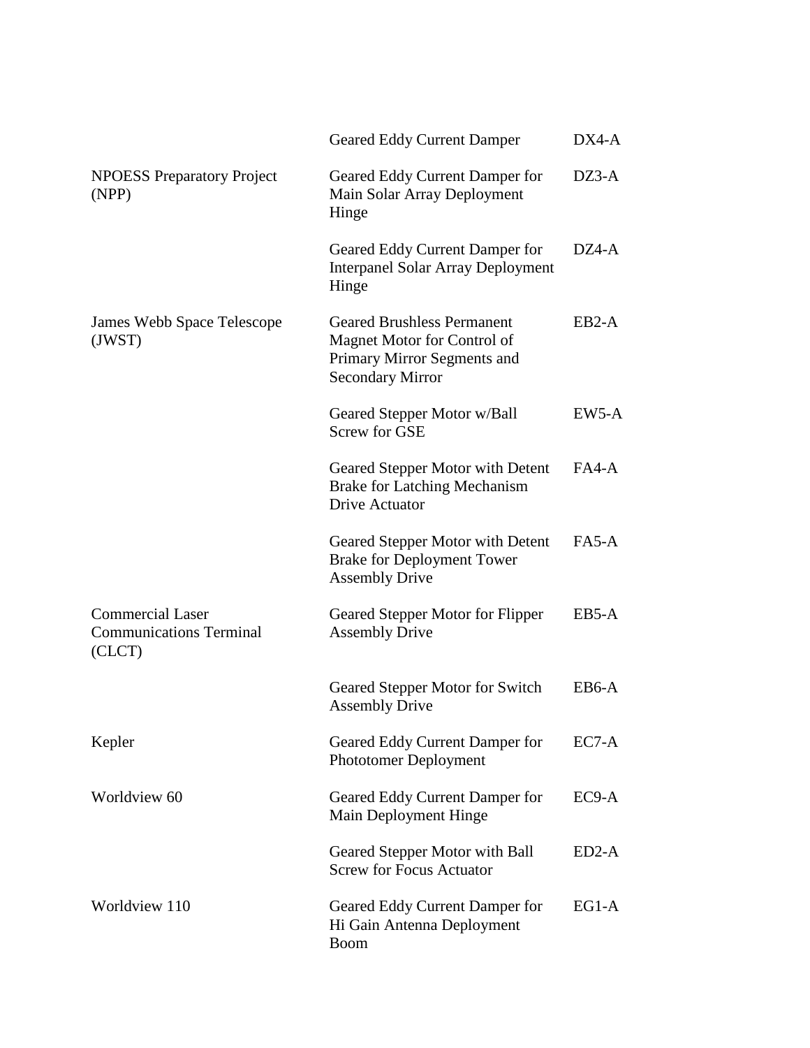| | | |
|---|---|---|
| | Geared Eddy Current Damper | DX4-A |
| NPOESS Preparatory Project (NPP) | Geared Eddy Current Damper for Main Solar Array Deployment Hinge | DZ3-A |
| | Geared Eddy Current Damper for Interpanel Solar Array Deployment Hinge | DZ4-A |
| James Webb Space Telescope (JWST) | Geared Brushless Permanent Magnet Motor for Control of Primary Mirror Segments and Secondary Mirror | EB2-A |
| | Geared Stepper Motor w/Ball Screw for GSE | EW5-A |
| | Geared Stepper Motor with Detent Brake for Latching Mechanism Drive Actuator | FA4-A |
| | Geared Stepper Motor with Detent Brake for Deployment Tower Assembly Drive | FA5-A |
| Commercial Laser Communications Terminal (CLCT) | Geared Stepper Motor for Flipper Assembly Drive | EB5-A |
| | Geared Stepper Motor for Switch Assembly Drive | EB6-A |
| Kepler | Geared Eddy Current Damper for Phototomer Deployment | EC7-A |
| Worldview 60 | Geared Eddy Current Damper for Main Deployment Hinge | EC9-A |
| | Geared Stepper Motor with Ball Screw for Focus Actuator | ED2-A |
| Worldview 110 | Geared Eddy Current Damper for Hi Gain Antenna Deployment Boom | EG1-A |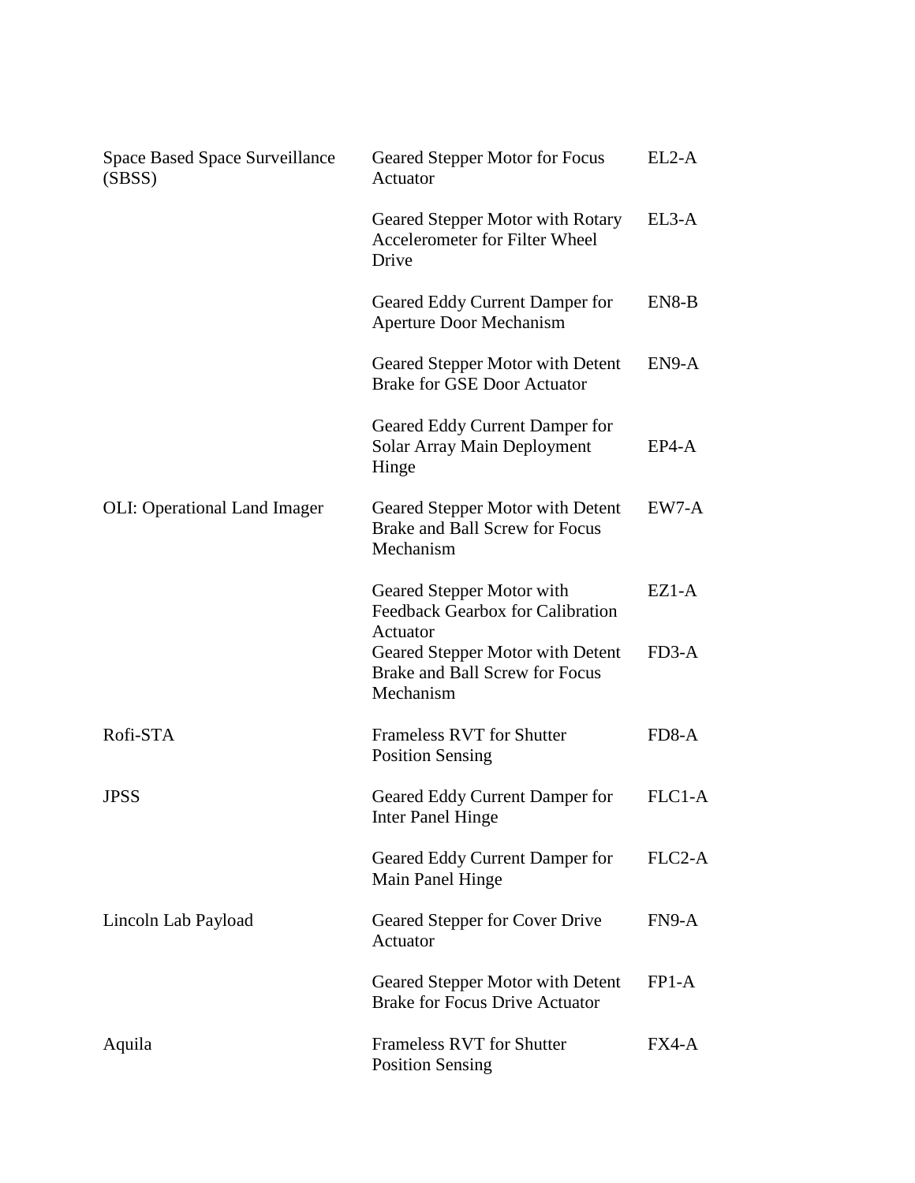| | | |
|---|---|---|
| Space Based Space Surveillance (SBSS) | Geared Stepper Motor for Focus Actuator | EL2-A |
| | Geared Stepper Motor with Rotary Accelerometer for Filter Wheel Drive | EL3-A |
| | Geared Eddy Current Damper for Aperture Door Mechanism | EN8-B |
| | Geared Stepper Motor with Detent Brake for GSE Door Actuator | EN9-A |
| | Geared Eddy Current Damper for Solar Array Main Deployment Hinge | EP4-A |
| OLI: Operational Land Imager | Geared Stepper Motor with Detent Brake and Ball Screw for Focus Mechanism | EW7-A |
| | Geared Stepper Motor with Feedback Gearbox for Calibration Actuator | EZ1-A |
| | Geared Stepper Motor with Detent Brake and Ball Screw for Focus Mechanism | FD3-A |
| Rofi-STA | Frameless RVT for Shutter Position Sensing | FD8-A |
| JPSS | Geared Eddy Current Damper for Inter Panel Hinge | FLC1-A |
| | Geared Eddy Current Damper for Main Panel Hinge | FLC2-A |
| Lincoln Lab Payload | Geared Stepper for Cover Drive Actuator | FN9-A |
| | Geared Stepper Motor with Detent Brake for Focus Drive Actuator | FP1-A |
| Aquila | Frameless RVT for Shutter Position Sensing | FX4-A |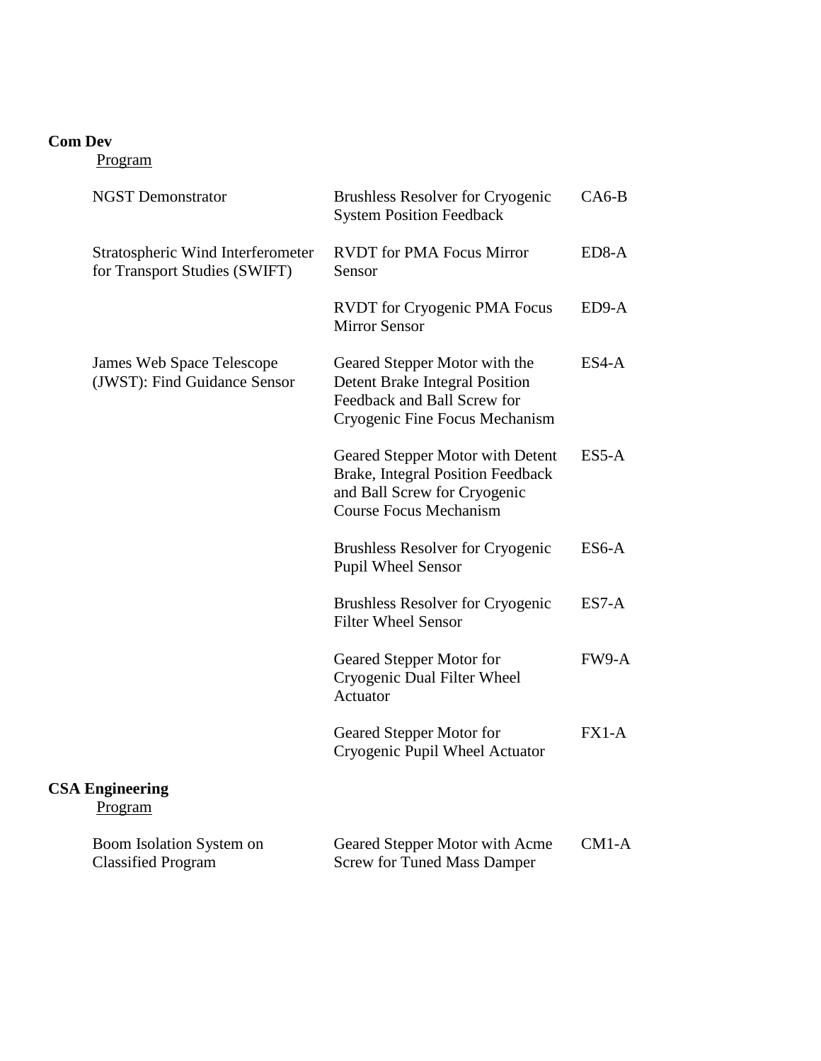**Com Dev**

Program

| | | |
|---|---|---|
| NGST Demonstrator | Brushless Resolver for Cryogenic System Position Feedback | CA6-B |
| Stratospheric Wind Interferometer for Transport Studies (SWIFT) | RVDT for PMA Focus Mirror Sensor | ED8-A |
| | RVDT for Cryogenic PMA Focus Mirror Sensor | ED9-A |
| James Web Space Telescope (JWST): Find Guidance Sensor | Geared Stepper Motor with the Detent Brake Integral Position Feedback and Ball Screw for Cryogenic Fine Focus Mechanism | ES4-A |
| | Geared Stepper Motor with Detent Brake, Integral Position Feedback and Ball Screw for Cryogenic Course Focus Mechanism | ES5-A |
| | Brushless Resolver for Cryogenic Pupil Wheel Sensor | ES6-A |
| | Brushless Resolver for Cryogenic Filter Wheel Sensor | ES7-A |
| | Geared Stepper Motor for Cryogenic Dual Filter Wheel Actuator | FW9-A |
| | Geared Stepper Motor for Cryogenic Pupil Wheel Actuator | FX1-A |

**CSA Engineering**

Program

| | | |
|---|---|---|
| Boom Isolation System on Classified Program | Geared Stepper Motor with Acme Screw for Tuned Mass Damper | CM1-A |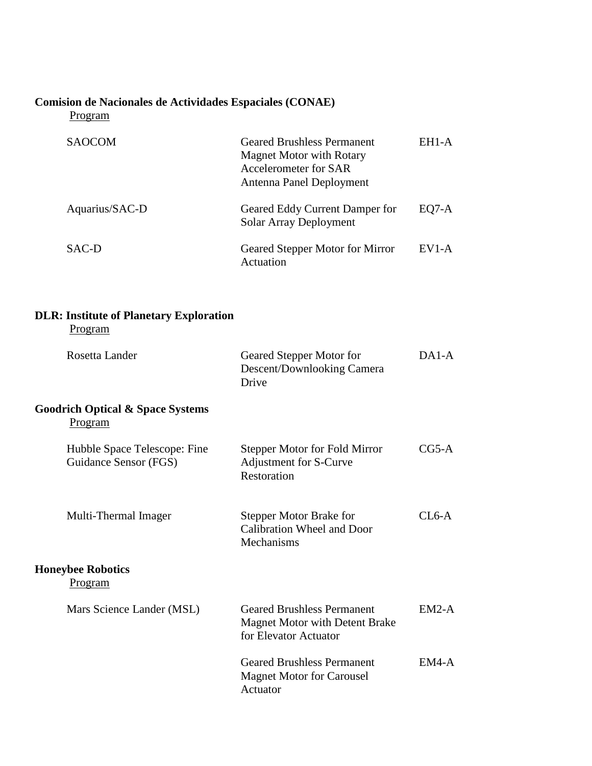**Comision de Nacionales de Actividades Espaciales (CONAE)**

| Program | | |
|---|---|---|
| SAOCOM | Geared Brushless Permanent Magnet Motor with Rotary Accelerometer for SAR Antenna Panel Deployment | EH1-A |
| Aquarius/SAC-D | Geared Eddy Current Damper for Solar Array Deployment | EQ7-A |
| SAC-D | Geared Stepper Motor for Mirror Actuation | EV1-A |

**DLR: Institute of Planetary Exploration**

| Program | | |
|---|---|---|
| Rosetta Lander | Geared Stepper Motor for Descent/Downlooking Camera Drive | DA1-A |

**Goodrich Optical & Space Systems**

| Program | | |
|---|---|---|
| Hubble Space Telescope: Fine Guidance Sensor (FGS) | Stepper Motor for Fold Mirror Adjustment for S-Curve Restoration | CG5-A |
| Multi-Thermal Imager | Stepper Motor Brake for Calibration Wheel and Door Mechanisms | CL6-A |

**Honeybee Robotics**

| Program | | |
|---|---|---|
| Mars Science Lander (MSL) | Geared Brushless Permanent Magnet Motor with Detent Brake for Elevator Actuator | EM2-A |
| | Geared Brushless Permanent Magnet Motor for Carousel Actuator | EM4-A |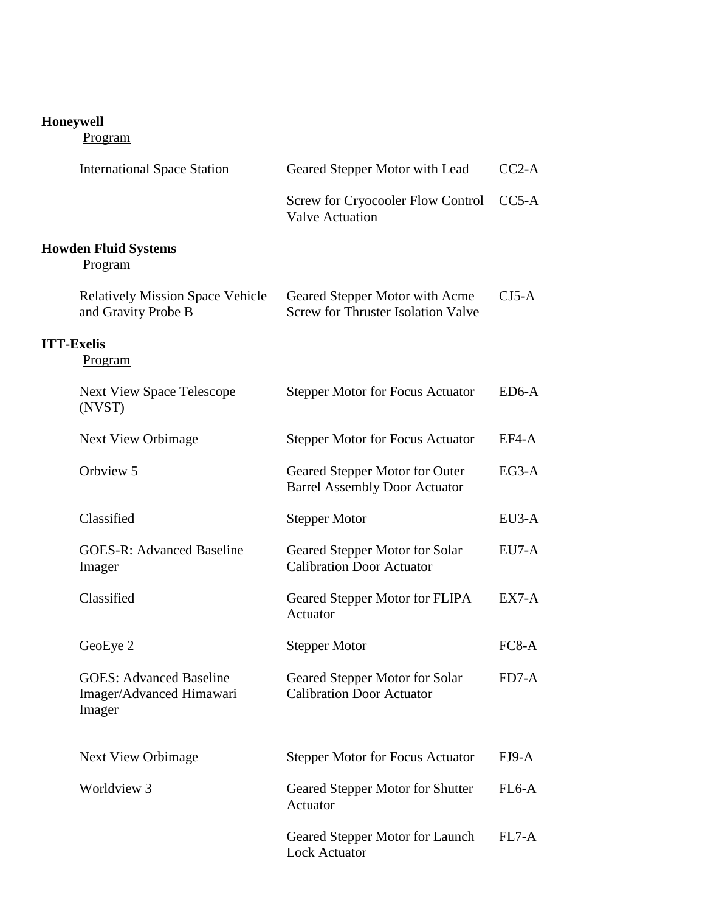**Honeywell**

Program

| | | |
|---|---|---|
| International Space Station | Geared Stepper Motor with Lead | CC2-A |
| | Screw for Cryocooler Flow Control Valve Actuation | CC5-A |

**Howden Fluid Systems**

Program

| | | |
|---|---|---|
| Relatively Mission Space Vehicle and Gravity Probe B | Geared Stepper Motor with Acme Screw for Thruster Isolation Valve | CJ5-A |

**ITT-Exelis**

Program

| | | |
|---|---|---|
| Next View Space Telescope (NVST) | Stepper Motor for Focus Actuator | ED6-A |
| Next View Orbimage | Stepper Motor for Focus Actuator | EF4-A |
| Orbview 5 | Geared Stepper Motor for Outer Barrel Assembly Door Actuator | EG3-A |
| Classified | Stepper Motor | EU3-A |
| GOES-R: Advanced Baseline Imager | Geared Stepper Motor for Solar Calibration Door Actuator | EU7-A |
| Classified | Geared Stepper Motor for FLIPA Actuator | EX7-A |
| GeoEye 2 | Stepper Motor | FC8-A |
| GOES: Advanced Baseline Imager/Advanced Himawari Imager | Geared Stepper Motor for Solar Calibration Door Actuator | FD7-A |
| Next View Orbimage | Stepper Motor for Focus Actuator | FJ9-A |
| Worldview 3 | Geared Stepper Motor for Shutter Actuator | FL6-A |
| | Geared Stepper Motor for Launch Lock Actuator | FL7-A |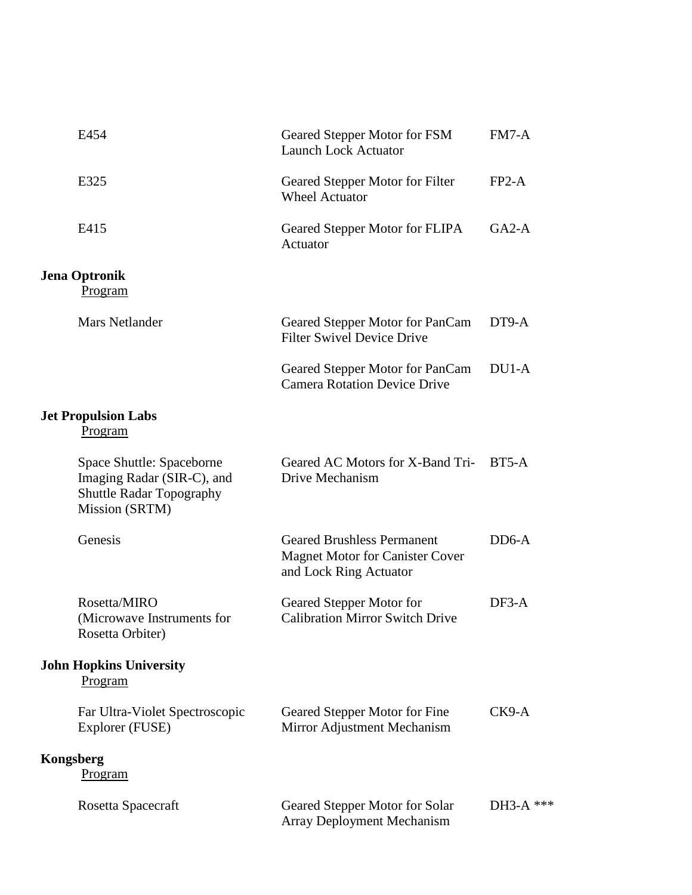| | | |
|---|---|---|
| E454 | Geared Stepper Motor for FSM Launch Lock Actuator | FM7-A |
| E325 | Geared Stepper Motor for Filter Wheel Actuator | FP2-A |
| E415 | Geared Stepper Motor for FLIPA Actuator | GA2-A |

**Jena Optronik**

Program

| | | |
|---|---|---|
| Mars Netlander | Geared Stepper Motor for PanCam Filter Swivel Device Drive | DT9-A |
| | Geared Stepper Motor for PanCam Camera Rotation Device Drive | DU1-A |

**Jet Propulsion Labs**

Program

| | | |
|---|---|---|
| Space Shuttle: Spaceborne Imaging Radar (SIR-C), and Shuttle Radar Topography Mission (SRTM) | Geared AC Motors for X-Band Tri-Drive Mechanism | BT5-A |
| Genesis | Geared Brushless Permanent Magnet Motor for Canister Cover and Lock Ring Actuator | DD6-A |
| Rosetta/MIRO (Microwave Instruments for Rosetta Orbiter) | Geared Stepper Motor for Calibration Mirror Switch Drive | DF3-A |

**John Hopkins University**

Program

| | | |
|---|---|---|
| Far Ultra-Violet Spectroscopic Explorer (FUSE) | Geared Stepper Motor for Fine Mirror Adjustment Mechanism | CK9-A |

**Kongsberg**

Program

| | | |
|---|---|---|
| Rosetta Spacecraft | Geared Stepper Motor for Solar Array Deployment Mechanism | DH3-A *** |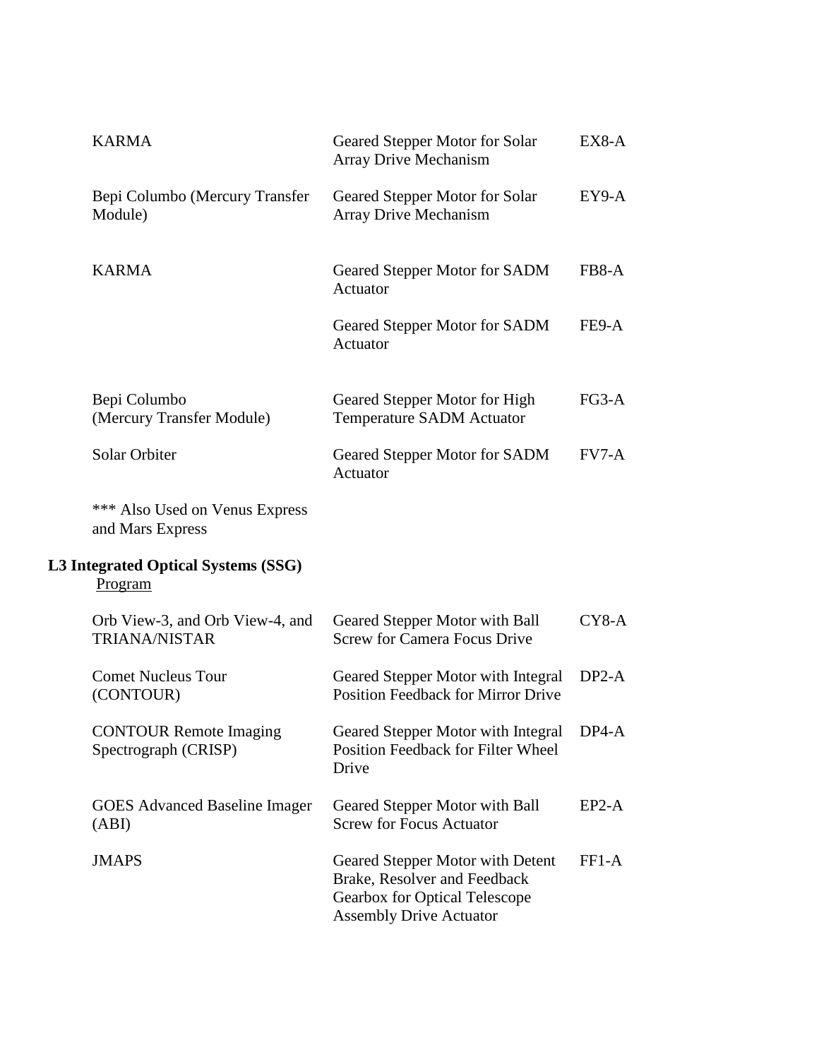| | | |
|---|---|---|
| KARMA | Geared Stepper Motor for Solar Array Drive Mechanism | EX8-A |
| Bepi Columbo (Mercury Transfer Module) | Geared Stepper Motor for Solar Array Drive Mechanism | EY9-A |
| KARMA | Geared Stepper Motor for SADM Actuator | FB8-A |
| | Geared Stepper Motor for SADM Actuator | FE9-A |
| Bepi Columbo (Mercury Transfer Module) | Geared Stepper Motor for High Temperature SADM Actuator | FG3-A |
| Solar Orbiter | Geared Stepper Motor for SADM Actuator | FV7-A |

*** Also Used on Venus Express and Mars Express

**L3 Integrated Optical Systems (SSG)**

Program

| | | |
|---|---|---|
| Orb View-3, and Orb View-4, and TRIANA/NISTAR | Geared Stepper Motor with Ball Screw for Camera Focus Drive | CY8-A |
| Comet Nucleus Tour (CONTOUR) | Geared Stepper Motor with Integral Position Feedback for Mirror Drive | DP2-A |
| CONTOUR Remote Imaging Spectrograph (CRISP) | Geared Stepper Motor with Integral Position Feedback for Filter Wheel Drive | DP4-A |
| GOES Advanced Baseline Imager (ABI) | Geared Stepper Motor with Ball Screw for Focus Actuator | EP2-A |
| JMAPS | Geared Stepper Motor with Detent Brake, Resolver and Feedback Gearbox for Optical Telescope Assembly Drive Actuator | FF1-A |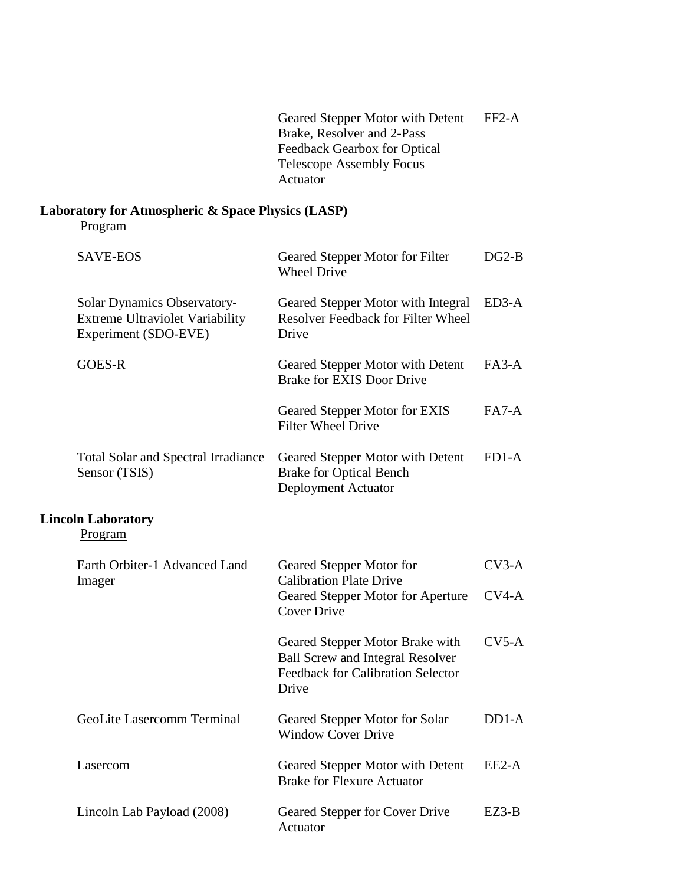| | | |
|---|---|---|
| | Geared Stepper Motor with Detent Brake, Resolver and 2-Pass Feedback Gearbox for Optical Telescope Assembly Focus Actuator | FF2-A |

**Laboratory for Atmospheric & Space Physics (LASP)**

Program

| | | |
|---|---|---|
| SAVE-EOS | Geared Stepper Motor for Filter Wheel Drive | DG2-B |
| Solar Dynamics Observatory-Extreme Ultraviolet Variability Experiment (SDO-EVE) | Geared Stepper Motor with Integral Resolver Feedback for Filter Wheel Drive | ED3-A |
| GOES-R | Geared Stepper Motor with Detent Brake for EXIS Door Drive | FA3-A |
| | Geared Stepper Motor for EXIS Filter Wheel Drive | FA7-A |
| Total Solar and Spectral Irradiance Sensor (TSIS) | Geared Stepper Motor with Detent Brake for Optical Bench Deployment Actuator | FD1-A |

**Lincoln Laboratory**

Program

| | | |
|---|---|---|
| Earth Orbiter-1 Advanced Land Imager | Geared Stepper Motor for Calibration Plate Drive | CV3-A |
| | Geared Stepper Motor for Aperture Cover Drive | CV4-A |
| | Geared Stepper Motor Brake with Ball Screw and Integral Resolver Feedback for Calibration Selector Drive | CV5-A |
| GeoLite Lasercomm Terminal | Geared Stepper Motor for Solar Window Cover Drive | DD1-A |
| Lasercom | Geared Stepper Motor with Detent Brake for Flexure Actuator | EE2-A |
| Lincoln Lab Payload (2008) | Geared Stepper for Cover Drive Actuator | EZ3-B |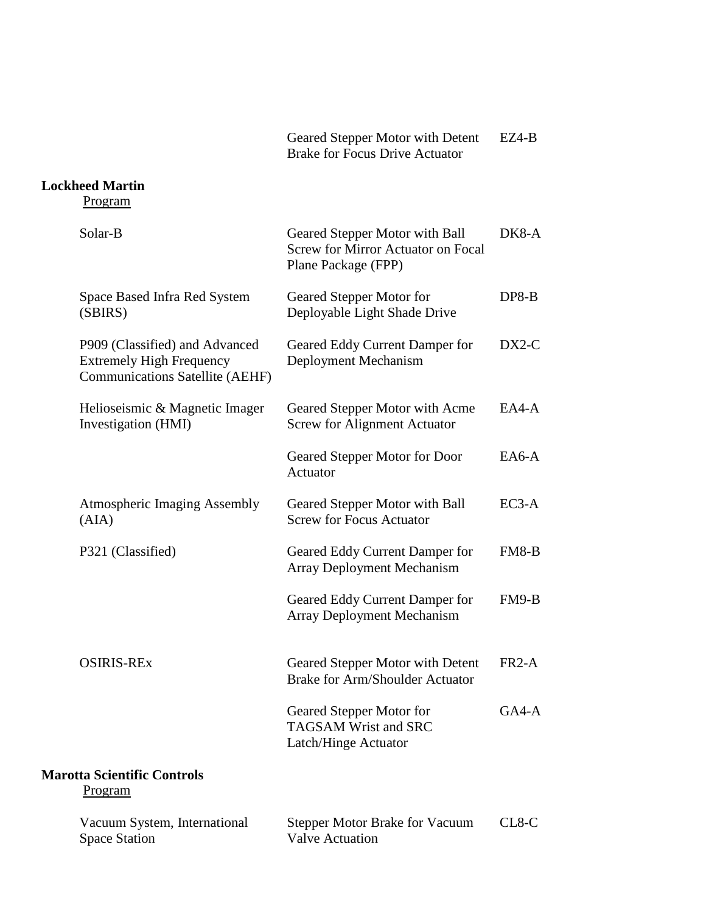| | | |
|---|---|---|
| | Geared Stepper Motor with Detent Brake for Focus Drive Actuator | EZ4-B |

**Lockheed Martin**

Program

| Program | Description | Code |
|---|---|---|
| Solar-B | Geared Stepper Motor with Ball Screw for Mirror Actuator on Focal Plane Package (FPP) | DK8-A |
| Space Based Infra Red System (SBIRS) | Geared Stepper Motor for Deployable Light Shade Drive | DP8-B |
| P909 (Classified) and Advanced Extremely High Frequency Communications Satellite (AEHF) | Geared Eddy Current Damper for Deployment Mechanism | DX2-C |
| Helioseismic & Magnetic Imager Investigation (HMI) | Geared Stepper Motor with Acme Screw for Alignment Actuator | EA4-A |
| | Geared Stepper Motor for Door Actuator | EA6-A |
| Atmospheric Imaging Assembly (AIA) | Geared Stepper Motor with Ball Screw for Focus Actuator | EC3-A |
| P321 (Classified) | Geared Eddy Current Damper for Array Deployment Mechanism | FM8-B |
| | Geared Eddy Current Damper for Array Deployment Mechanism | FM9-B |
| OSIRIS-REx | Geared Stepper Motor with Detent Brake for Arm/Shoulder Actuator | FR2-A |
| | Geared Stepper Motor for TAGSAM Wrist and SRC Latch/Hinge Actuator | GA4-A |

**Marotta Scientific Controls**

Program

| Program | Description | Code |
|---|---|---|
| Vacuum System, International Space Station | Stepper Motor Brake for Vacuum Valve Actuation | CL8-C |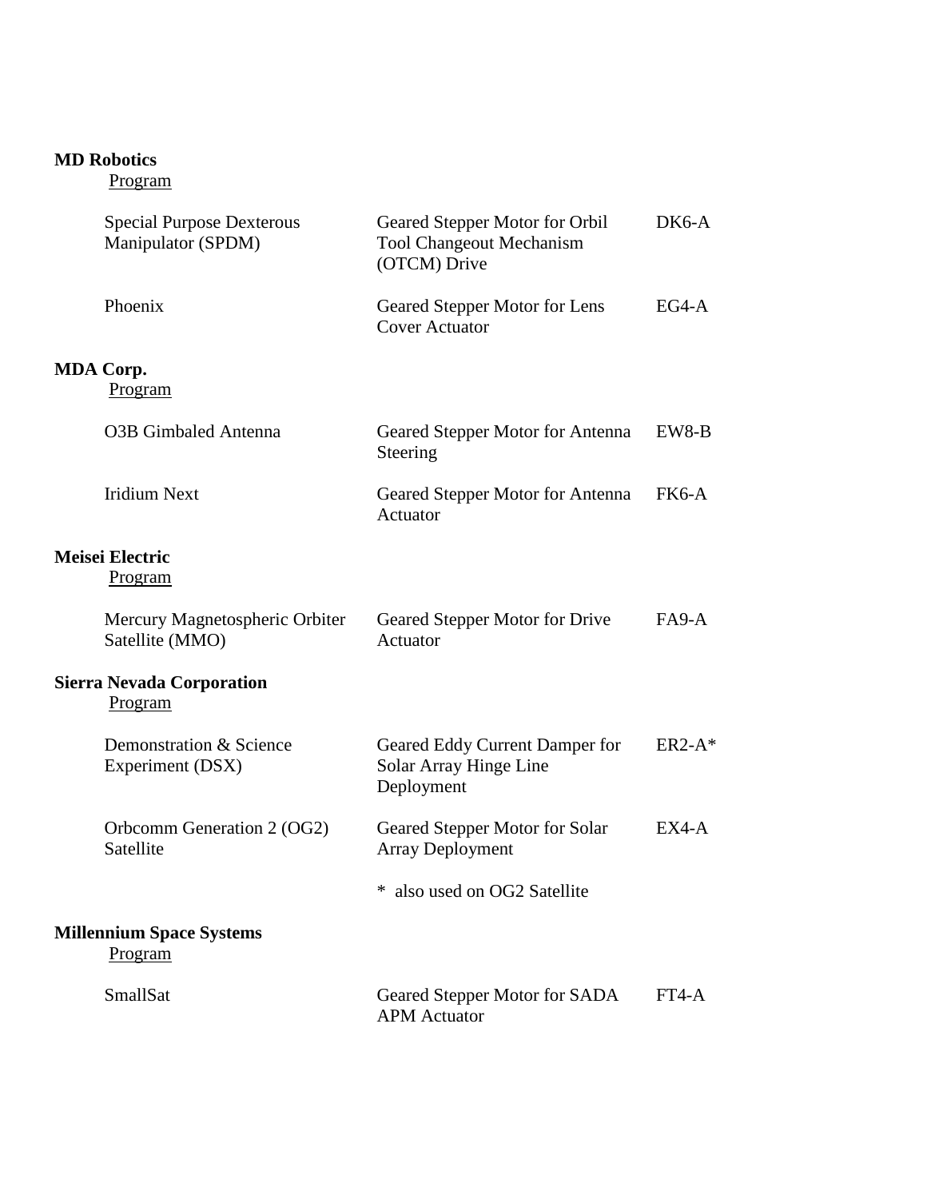**MD Robotics**

Program

| | | |
|---|---|---|
| Special Purpose Dexterous Manipulator (SPDM) | Geared Stepper Motor for Orbil Tool Changeout Mechanism (OTCM) Drive | DK6-A |
| Phoenix | Geared Stepper Motor for Lens Cover Actuator | EG4-A |

**MDA Corp.**

Program

| | | |
|---|---|---|
| O3B Gimbaled Antenna | Geared Stepper Motor for Antenna Steering | EW8-B |
| Iridium Next | Geared Stepper Motor for Antenna Actuator | FK6-A |

**Meisei Electric**

Program

| | | |
|---|---|---|
| Mercury Magnetospheric Orbiter Satellite (MMO) | Geared Stepper Motor for Drive Actuator | FA9-A |

**Sierra Nevada Corporation**

Program

| | | |
|---|---|---|
| Demonstration & Science Experiment (DSX) | Geared Eddy Current Damper for Solar Array Hinge Line Deployment | ER2-A* |
| Orbcomm Generation 2 (OG2) Satellite | Geared Stepper Motor for Solar Array Deployment | EX4-A |

* also used on OG2 Satellite

**Millennium Space Systems**

Program

| | | |
|---|---|---|
| SmallSat | Geared Stepper Motor for SADA APM Actuator | FT4-A |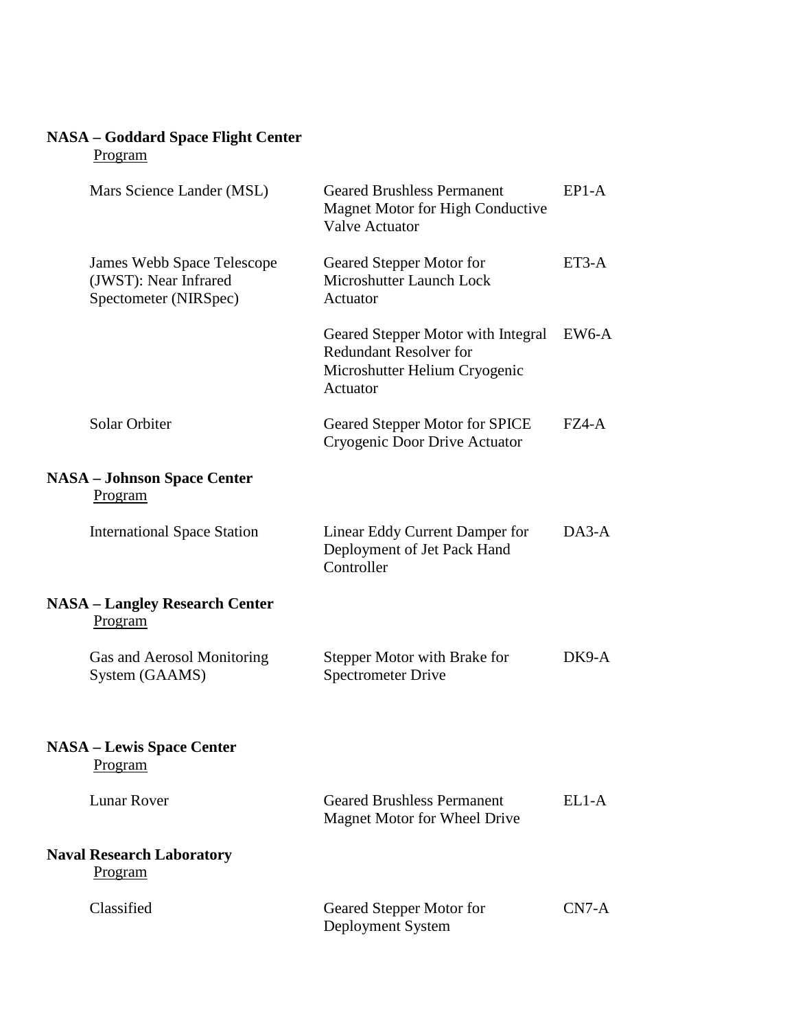**NASA – Goddard Space Flight Center**

Program

| | | |
|---|---|---|
| Mars Science Lander (MSL) | Geared Brushless Permanent Magnet Motor for High Conductive Valve Actuator | EP1-A |
| James Webb Space Telescope (JWST): Near Infrared Spectometer (NIRSpec) | Geared Stepper Motor for Microshutter Launch Lock Actuator | ET3-A |
| | Geared Stepper Motor with Integral Redundant Resolver for Microshutter Helium Cryogenic Actuator | EW6-A |
| Solar Orbiter | Geared Stepper Motor for SPICE Cryogenic Door Drive Actuator | FZ4-A |

**NASA – Johnson Space Center**

Program

| | | |
|---|---|---|
| International Space Station | Linear Eddy Current Damper for Deployment of Jet Pack Hand Controller | DA3-A |

**NASA – Langley Research Center**

Program

| | | |
|---|---|---|
| Gas and Aerosol Monitoring System (GAAMS) | Stepper Motor with Brake for Spectrometer Drive | DK9-A |

**NASA – Lewis Space Center**

Program

| | | |
|---|---|---|
| Lunar Rover | Geared Brushless Permanent Magnet Motor for Wheel Drive | EL1-A |

**Naval Research Laboratory**

Program

| | | |
|---|---|---|
| Classified | Geared Stepper Motor for Deployment System | CN7-A |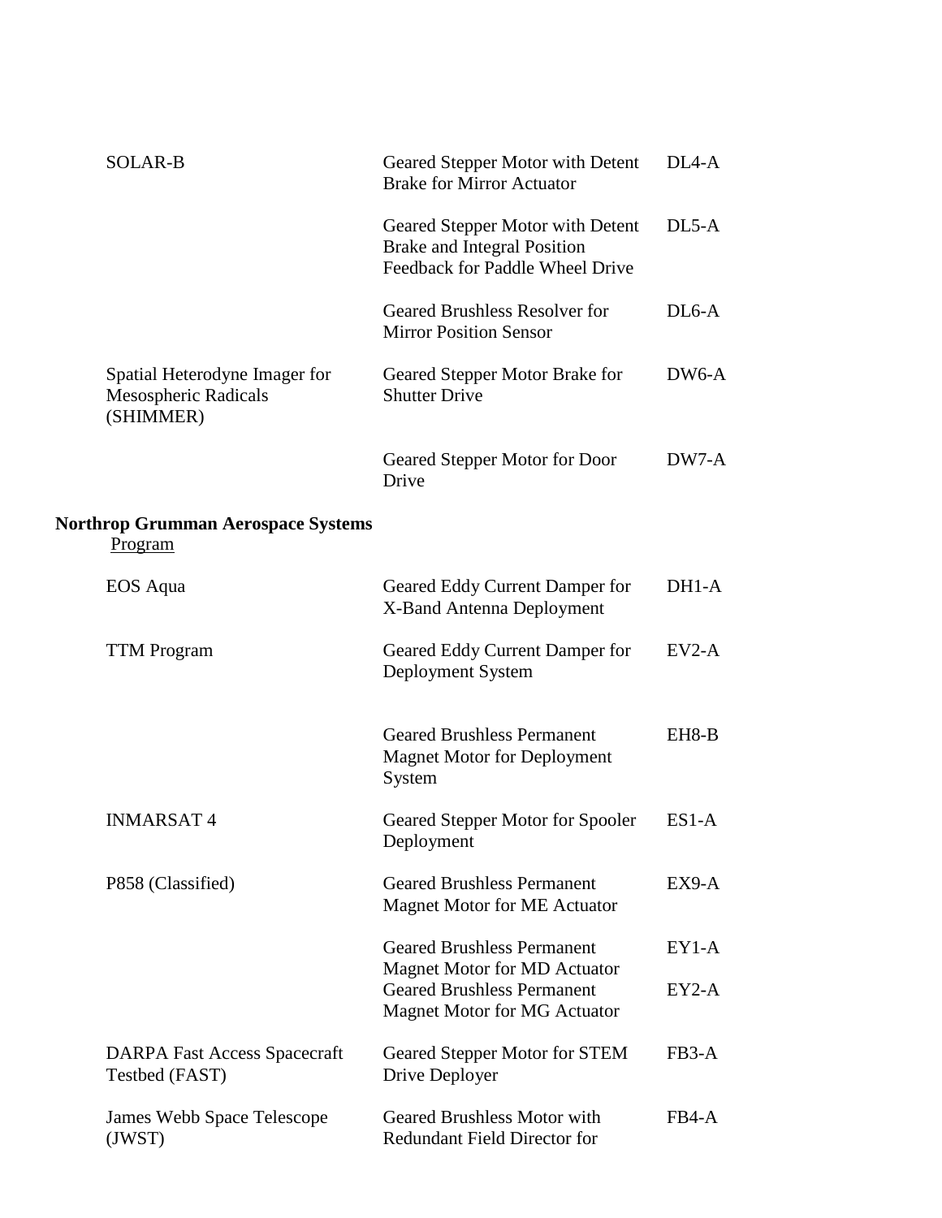| | | |
|---|---|---|
| SOLAR-B | Geared Stepper Motor with Detent Brake for Mirror Actuator | DL4-A |
| | Geared Stepper Motor with Detent Brake and Integral Position Feedback for Paddle Wheel Drive | DL5-A |
| | Geared Brushless Resolver for Mirror Position Sensor | DL6-A |
| Spatial Heterodyne Imager for Mesospheric Radicals (SHIMMER) | Geared Stepper Motor Brake for Shutter Drive | DW6-A |
| | Geared Stepper Motor for Door Drive | DW7-A |

**Northrop Grumman Aerospace Systems**

Program

| | | |
|---|---|---|
| EOS Aqua | Geared Eddy Current Damper for X-Band Antenna Deployment | DH1-A |
| TTM Program | Geared Eddy Current Damper for Deployment System | EV2-A |
| | Geared Brushless Permanent Magnet Motor for Deployment System | EH8-B |
| INMARSAT 4 | Geared Stepper Motor for Spooler Deployment | ES1-A |
| P858 (Classified) | Geared Brushless Permanent Magnet Motor for ME Actuator | EX9-A |
| | Geared Brushless Permanent Magnet Motor for MD Actuator | EY1-A |
| | Geared Brushless Permanent Magnet Motor for MG Actuator | EY2-A |
| DARPA Fast Access Spacecraft Testbed (FAST) | Geared Stepper Motor for STEM Drive Deployer | FB3-A |
| James Webb Space Telescope (JWST) | Geared Brushless Motor with Redundant Field Director for | FB4-A |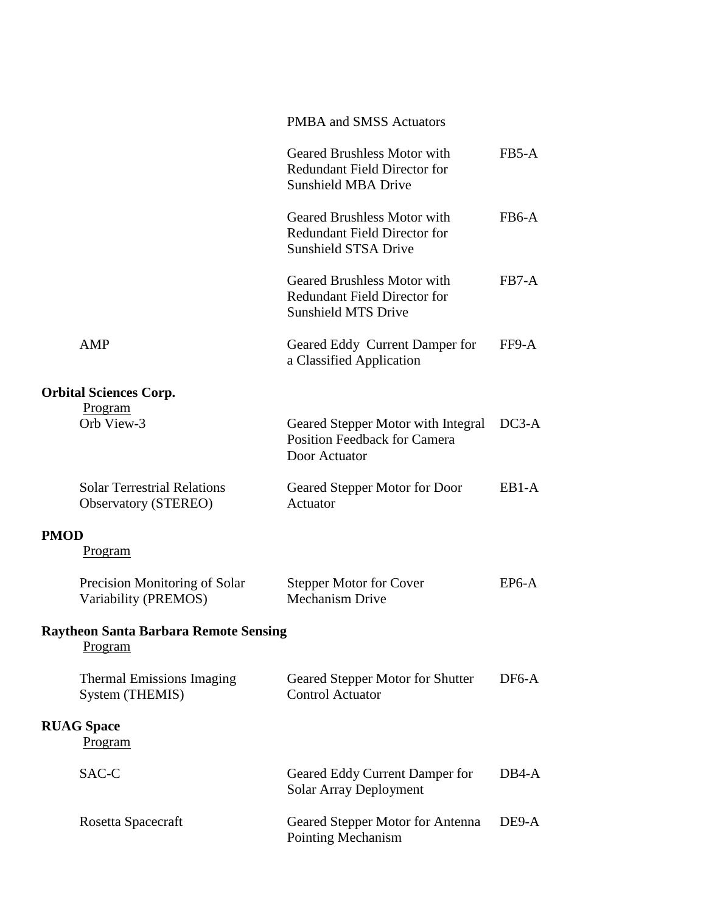| | | |
|---|---|---|
| | PMBA and SMSS Actuators | |
| | Geared Brushless Motor with Redundant Field Director for Sunshield MBA Drive | FB5-A |
| | Geared Brushless Motor with Redundant Field Director for Sunshield STSA Drive | FB6-A |
| | Geared Brushless Motor with Redundant Field Director for Sunshield MTS Drive | FB7-A |
| AMP | Geared Eddy Current Damper for a Classified Application | FF9-A |

**Orbital Sciences Corp.**

| Program | | |
|---|---|---|
| Orb View-3 | Geared Stepper Motor with Integral Position Feedback for Camera Door Actuator | DC3-A |
| Solar Terrestrial Relations Observatory (STEREO) | Geared Stepper Motor for Door Actuator | EB1-A |

**PMOD**

| Program | | |
|---|---|---|
| Precision Monitoring of Solar Variability (PREMOS) | Stepper Motor for Cover Mechanism Drive | EP6-A |

**Raytheon Santa Barbara Remote Sensing**

| Program | | |
|---|---|---|
| Thermal Emissions Imaging System (THEMIS) | Geared Stepper Motor for Shutter Control Actuator | DF6-A |

**RUAG Space**

| Program | | |
|---|---|---|
| SAC-C | Geared Eddy Current Damper for Solar Array Deployment | DB4-A |
| Rosetta Spacecraft | Geared Stepper Motor for Antenna Pointing Mechanism | DE9-A |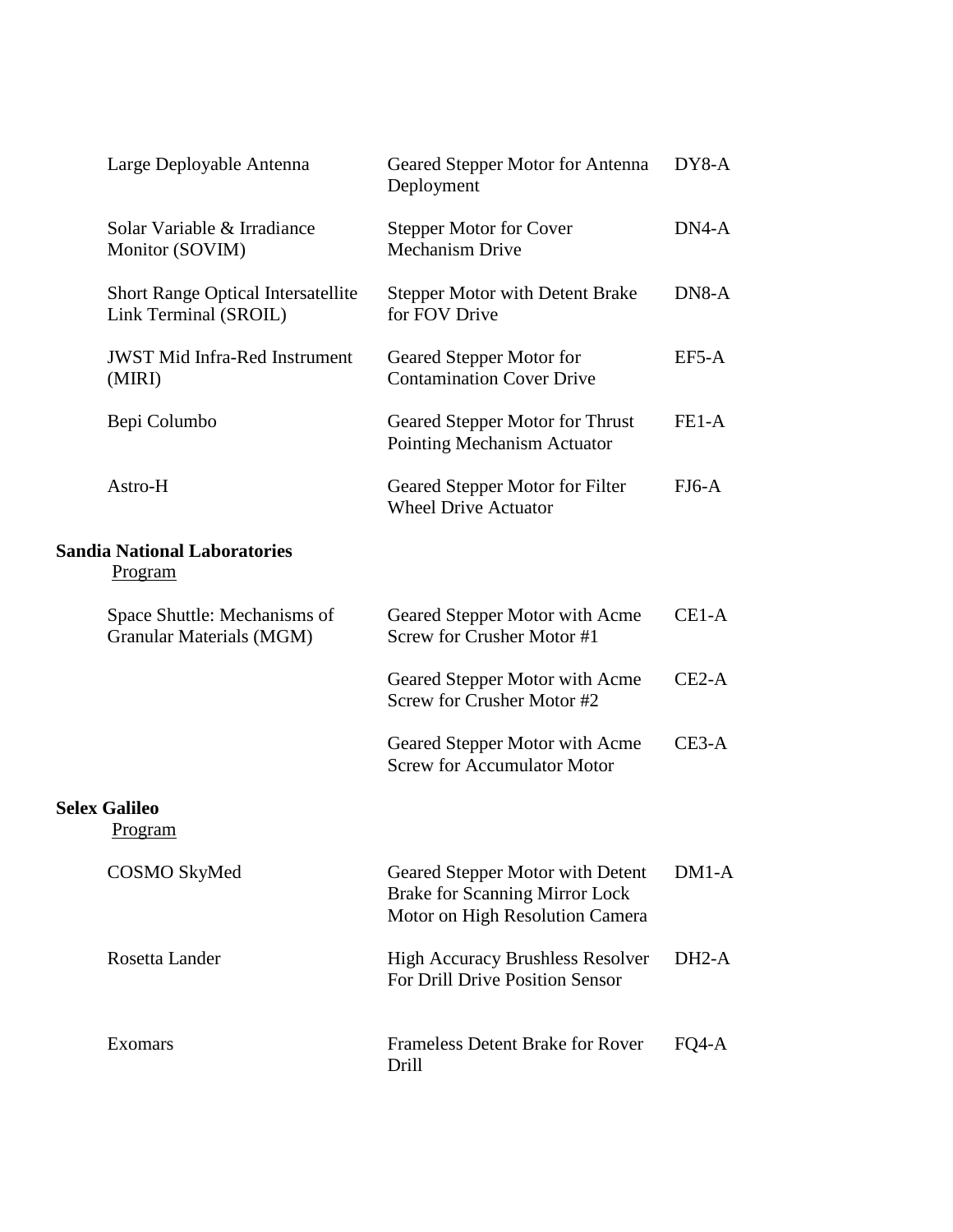| | | |
|---|---|---|
| Large Deployable Antenna | Geared Stepper Motor for Antenna Deployment | DY8-A |
| Solar Variable & Irradiance Monitor (SOVIM) | Stepper Motor for Cover Mechanism Drive | DN4-A |
| Short Range Optical Intersatellite Link Terminal (SROIL) | Stepper Motor with Detent Brake for FOV Drive | DN8-A |
| JWST Mid Infra-Red Instrument (MIRI) | Geared Stepper Motor for Contamination Cover Drive | EF5-A |
| Bepi Columbo | Geared Stepper Motor for Thrust Pointing Mechanism Actuator | FE1-A |
| Astro-H | Geared Stepper Motor for Filter Wheel Drive Actuator | FJ6-A |

**Sandia National Laboratories**

Program

| | | |
|---|---|---|
| Space Shuttle: Mechanisms of Granular Materials (MGM) | Geared Stepper Motor with Acme Screw for Crusher Motor #1 | CE1-A |
| | Geared Stepper Motor with Acme Screw for Crusher Motor #2 | CE2-A |
| | Geared Stepper Motor with Acme Screw for Accumulator Motor | CE3-A |

**Selex Galileo**

Program

| | | |
|---|---|---|
| COSMO SkyMed | Geared Stepper Motor with Detent Brake for Scanning Mirror Lock Motor on High Resolution Camera | DM1-A |
| Rosetta Lander | High Accuracy Brushless Resolver For Drill Drive Position Sensor | DH2-A |
| Exomars | Frameless Detent Brake for Rover Drill | FQ4-A |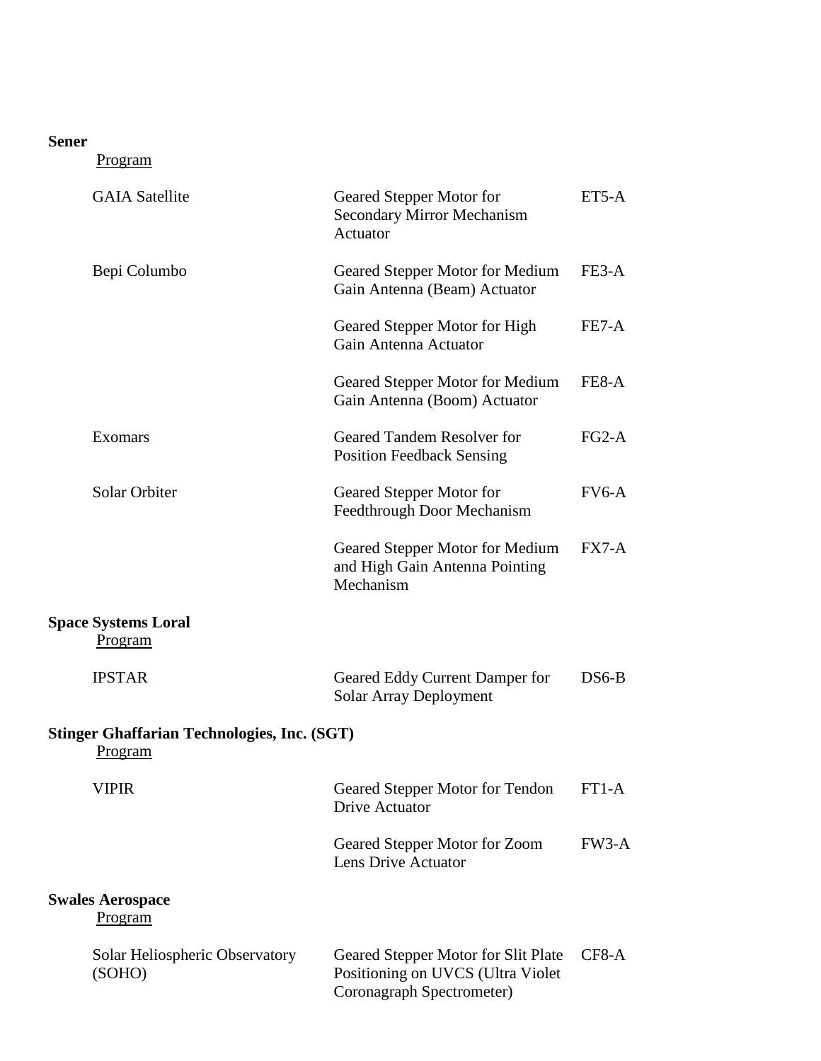**Sener**

Program

| | | |
|---|---|---|
| GAIA Satellite | Geared Stepper Motor for Secondary Mirror Mechanism Actuator | ET5-A |
| Bepi Columbo | Geared Stepper Motor for Medium Gain Antenna (Beam) Actuator | FE3-A |
| | Geared Stepper Motor for High Gain Antenna Actuator | FE7-A |
| | Geared Stepper Motor for Medium Gain Antenna (Boom) Actuator | FE8-A |
| Exomars | Geared Tandem Resolver for Position Feedback Sensing | FG2-A |
| Solar Orbiter | Geared Stepper Motor for Feedthrough Door Mechanism | FV6-A |
| | Geared Stepper Motor for Medium and High Gain Antenna Pointing Mechanism | FX7-A |

**Space Systems Loral**

Program

| | | |
|---|---|---|
| IPSTAR | Geared Eddy Current Damper for Solar Array Deployment | DS6-B |

**Stinger Ghaffarian Technologies, Inc. (SGT)**

Program

| | | |
|---|---|---|
| VIPIR | Geared Stepper Motor for Tendon Drive Actuator | FT1-A |
| | Geared Stepper Motor for Zoom Lens Drive Actuator | FW3-A |

**Swales Aerospace**

Program

| | | |
|---|---|---|
| Solar Heliospheric Observatory (SOHO) | Geared Stepper Motor for Slit Plate Positioning on UVCS (Ultra Violet Coronagraph Spectrometer) | CF8-A |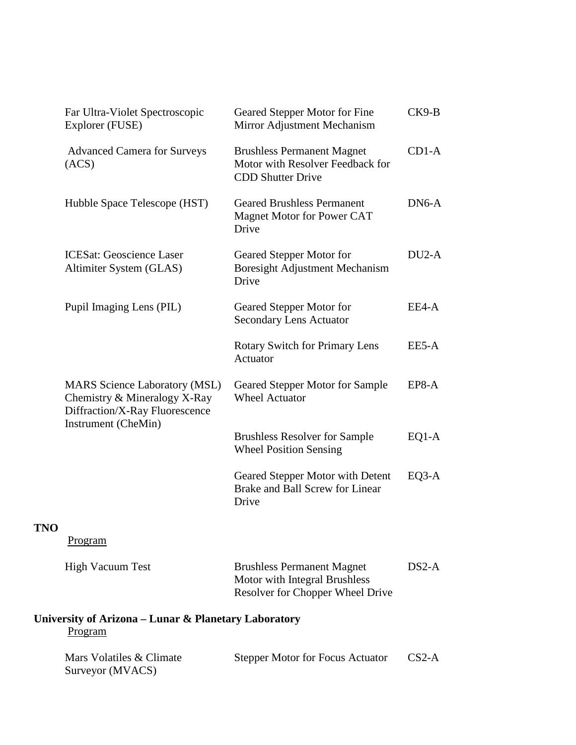| | | |
|---|---|---|
| Far Ultra-Violet Spectroscopic Explorer (FUSE) | Geared Stepper Motor for Fine Mirror Adjustment Mechanism | CK9-B |
| Advanced Camera for Surveys (ACS) | Brushless Permanent Magnet Motor with Resolver Feedback for CDD Shutter Drive | CD1-A |
| Hubble Space Telescope (HST) | Geared Brushless Permanent Magnet Motor for Power CAT Drive | DN6-A |
| ICESat: Geoscience Laser Altimiter System (GLAS) | Geared Stepper Motor for Boresight Adjustment Mechanism Drive | DU2-A |
| Pupil Imaging Lens (PIL) | Geared Stepper Motor for Secondary Lens Actuator | EE4-A |
| | Rotary Switch for Primary Lens Actuator | EE5-A |
| MARS Science Laboratory (MSL) Chemistry & Mineralogy X-Ray Diffraction/X-Ray Fluorescence Instrument (CheMin) | Geared Stepper Motor for Sample Wheel Actuator | EP8-A |
| | Brushless Resolver for Sample Wheel Position Sensing | EQ1-A |
| | Geared Stepper Motor with Detent Brake and Ball Screw for Linear Drive | EQ3-A |

**TNO**

Program

| | | |
|---|---|---|
| High Vacuum Test | Brushless Permanent Magnet Motor with Integral Brushless Resolver for Chopper Wheel Drive | DS2-A |

**University of Arizona – Lunar & Planetary Laboratory**

Program

| | | |
|---|---|---|
| Mars Volatiles & Climate Surveyor (MVACS) | Stepper Motor for Focus Actuator | CS2-A |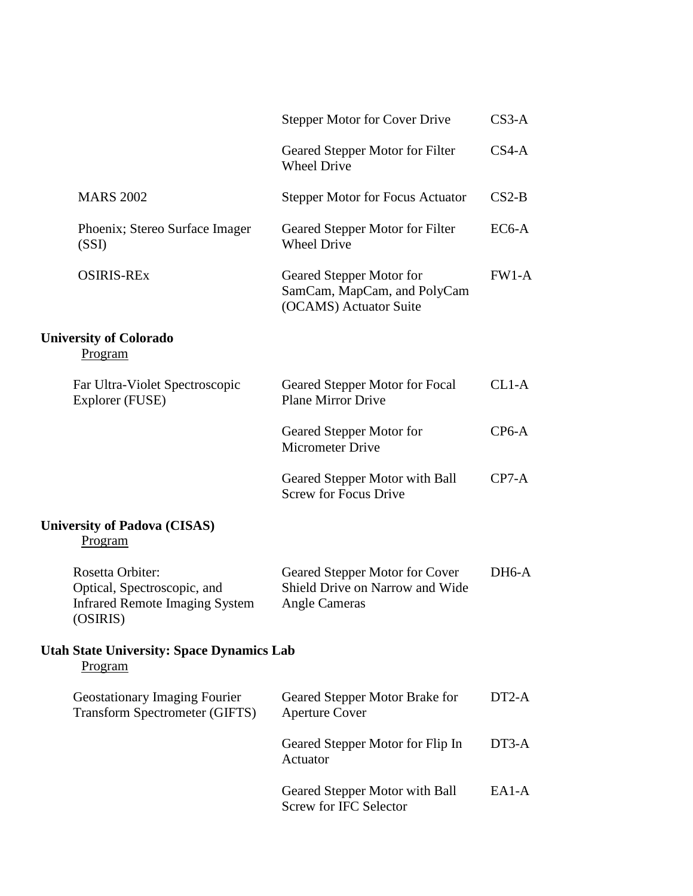| | | |
|---|---|---|
| | Stepper Motor for Cover Drive | CS3-A |
| | Geared Stepper Motor for Filter Wheel Drive | CS4-A |
| MARS 2002 | Stepper Motor for Focus Actuator | CS2-B |
| Phoenix; Stereo Surface Imager (SSI) | Geared Stepper Motor for Filter Wheel Drive | EC6-A |
| OSIRIS-REx | Geared Stepper Motor for SamCam, MapCam, and PolyCam (OCAMS) Actuator Suite | FW1-A |

**University of Colorado**

Program

| | | |
|---|---|---|
| Far Ultra-Violet Spectroscopic Explorer (FUSE) | Geared Stepper Motor for Focal Plane Mirror Drive | CL1-A |
| | Geared Stepper Motor for Micrometer Drive | CP6-A |
| | Geared Stepper Motor with Ball Screw for Focus Drive | CP7-A |

**University of Padova (CISAS)**

Program

| | | |
|---|---|---|
| Rosetta Orbiter: Optical, Spectroscopic, and Infrared Remote Imaging System (OSIRIS) | Geared Stepper Motor for Cover Shield Drive on Narrow and Wide Angle Cameras | DH6-A |

**Utah State University: Space Dynamics Lab**

Program

| | | |
|---|---|---|
| Geostationary Imaging Fourier Transform Spectrometer (GIFTS) | Geared Stepper Motor Brake for Aperture Cover | DT2-A |
| | Geared Stepper Motor for Flip In Actuator | DT3-A |
| | Geared Stepper Motor with Ball Screw for IFC Selector | EA1-A |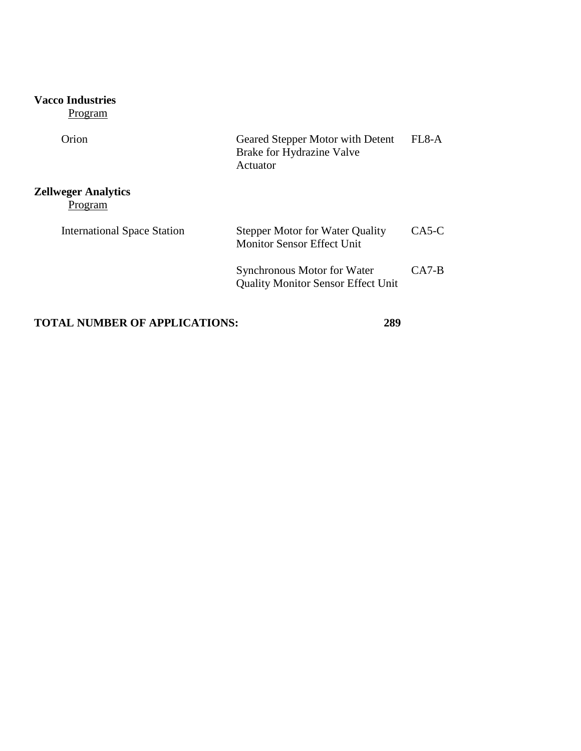**Vacco Industries**

Program

| | | |
|---|---|---|
| Orion | Geared Stepper Motor with Detent Brake for Hydrazine Valve Actuator | FL8-A |

**Zellweger Analytics**

Program

| | | |
|---|---|---|
| International Space Station | Stepper Motor for Water Quality Monitor Sensor Effect Unit | CA5-C |
| | Synchronous Motor for Water Quality Monitor Sensor Effect Unit | CA7-B |

**TOTAL NUMBER OF APPLICATIONS: 289**